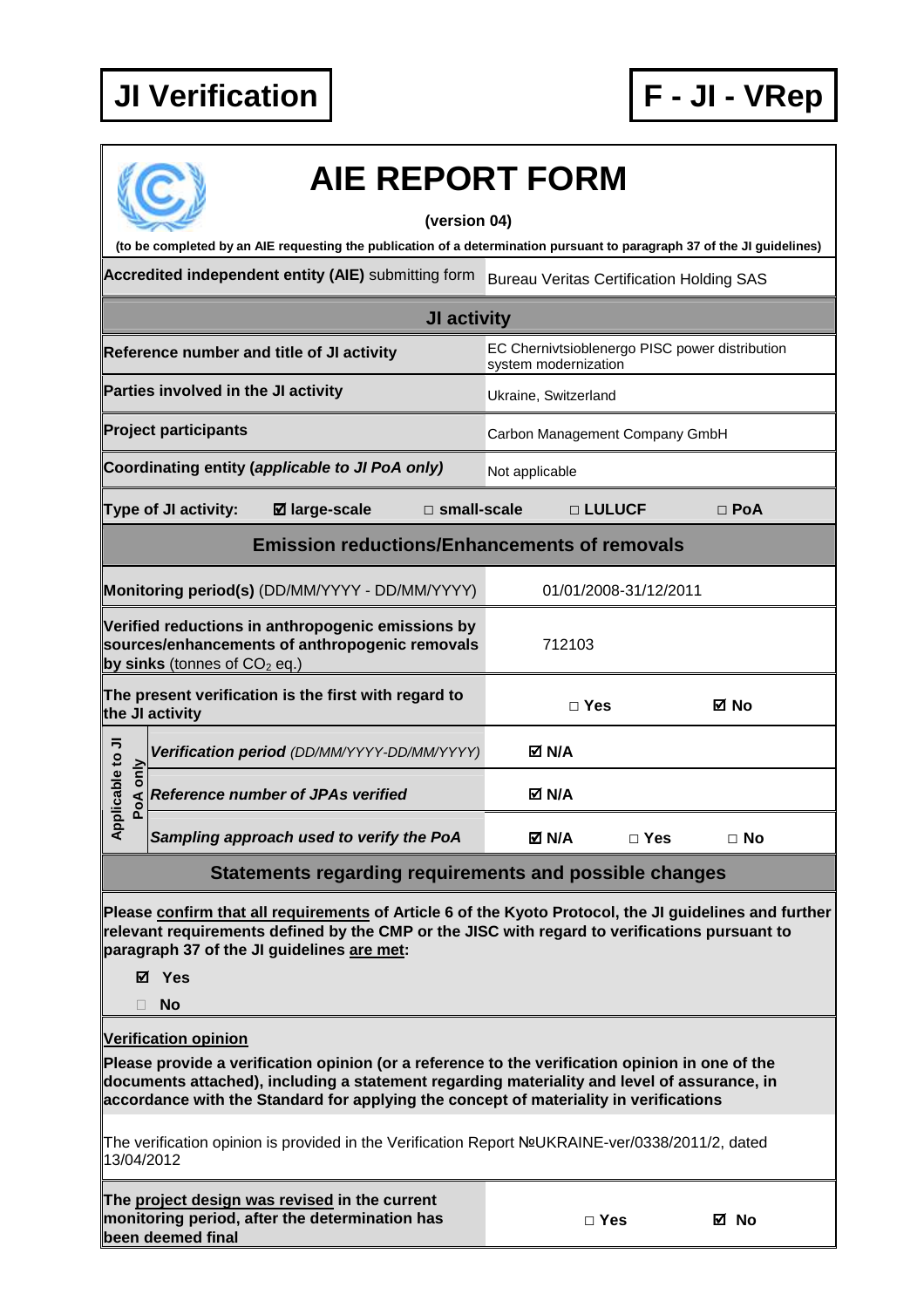# JI Verification

# F - JI - VRep

# AIE REPORT FORM

**(version 04)**

**(to be completed by an AIE requesting the publication of a determination pursuant to paragraph 37 of the JI guidelines)**

| | |
|---|---|
| **Accredited independent entity (AIE)** submitting form | Bureau Veritas Certification Holding SAS |

## JI activity

| | |
|---|---|
| **Reference number and title of JI activity** | EC Chernivtsioblenergo PISC power distribution system modernization |
| **Parties involved in the JI activity** | Ukraine, Switzerland |
| **Project participants** | Carbon Management Company GmbH |
| **Coordinating entity (*applicable to JI PoA only)*** | Not applicable |

**Type of JI activity:** ☑ **large-scale** □ **small-scale** □ **LULUCF** □ **PoA**

## Emission reductions/Enhancements of removals

| | | | |
|---|---|---|---|
| **Monitoring period(s)** (DD/MM/YYYY - DD/MM/YYYY) | 01/01/2008-31/12/2011 | | |
| **Verified reductions in anthropogenic emissions by sources/enhancements of anthropogenic removals by sinks** (tonnes of $CO_2$ eq.) | 712103 | | |
| **The present verification is the first with regard to the JI activity** | □ **Yes** | ☑ **No** | |
| *Applicable to JI PoA only:* ***Verification period*** *(DD/MM/YYYY-DD/MM/YYYY)* | ☑ **N/A** | | |
| *Applicable to JI PoA only:* ***Reference number of JPAs verified*** | ☑ **N/A** | | |
| *Applicable to JI PoA only:* ***Sampling approach used to verify the PoA*** | ☑ **N/A** | □ **Yes** | □ **No** |

## Statements regarding requirements and possible changes

**Please confirm that all requirements of Article 6 of the Kyoto Protocol, the JI guidelines and further relevant requirements defined by the CMP or the JISC with regard to verifications pursuant to paragraph 37 of the JI guidelines are met:**

☑ **Yes**

□ **No**

**Verification opinion**

**Please provide a verification opinion (or a reference to the verification opinion in one of the documents attached), including a statement regarding materiality and level of assurance, in accordance with the Standard for applying the concept of materiality in verifications**

The verification opinion is provided in the Verification Report №UKRAINE-ver/0338/2011/2, dated 13/04/2012

| | | |
|---|---|---|
| **The project design was revised in the current monitoring period, after the determination has been deemed final** | □ **Yes** | ☑ **No** |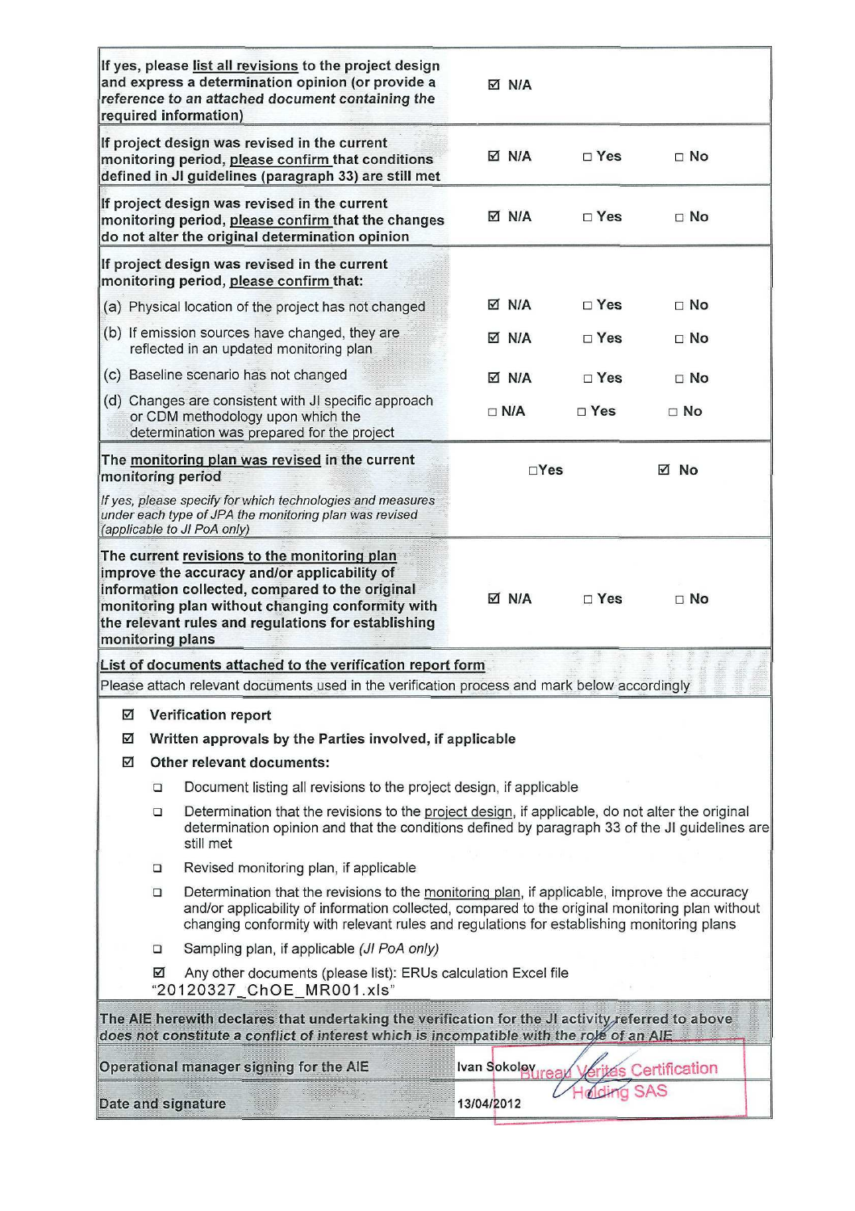| | | | |
|---|---|---|---|
| If yes, please <u>list all revisions</u> to the project design and express a determination opinion (or provide a *reference to an attached document containing the required information)* | ☑ N/A | | |
| If project design was revised in the current monitoring period, <u>please confirm</u> that conditions defined in JI guidelines (paragraph 33) are still met | ☑ N/A | ☐ Yes | ☐ No |
| If project design was revised in the current monitoring period, <u>please confirm</u> that the changes do not alter the original determination opinion | ☑ N/A | ☐ Yes | ☐ No |
| If project design was revised in the current monitoring period, <u>please confirm</u> that: | | | |
| (a) Physical location of the project has not changed | ☑ N/A | ☐ Yes | ☐ No |
| (b) If emission sources have changed, they are reflected in an updated monitoring plan | ☑ N/A | ☐ Yes | ☐ No |
| (c) Baseline scenario has not changed | ☑ N/A | ☐ Yes | ☐ No |
| (d) Changes are consistent with JI specific approach or CDM methodology upon which the determination was prepared for the project | ☐ N/A | ☐ Yes | ☐ No |
| The <u>monitoring plan was revised</u> in the current monitoring period<br>*If yes, please specify for which technologies and measures under each type of JPA the monitoring plan was revised (applicable to JI PoA only)* | ☐Yes | | ☑ No |
| The current <u>revisions to the monitoring plan</u> improve the accuracy and/or applicability of information collected, compared to the original monitoring plan without changing conformity with the relevant rules and regulations for establishing monitoring plans | ☑ N/A | ☐ Yes | ☐ No |

**<u>List of documents attached to the verification report form</u>**

Please attach relevant documents used in the verification process and mark below accordingly

- ☑ **Verification report**
- ☑ **Written approvals by the Parties involved, if applicable**
- ☑ **Other relevant documents:**
  - ☐ Document listing all revisions to the project design, if applicable
  - ☐ Determination that the revisions to the <u>project design</u>, if applicable, do not alter the original determination opinion and that the conditions defined by paragraph 33 of the JI guidelines are still met
  - ☐ Revised monitoring plan, if applicable
  - ☐ Determination that the revisions to the <u>monitoring plan</u>, if applicable, improve the accuracy and/or applicability of information collected, compared to the original monitoring plan without changing conformity with relevant rules and regulations for establishing monitoring plans
  - ☐ Sampling plan, if applicable *(JI PoA only)*
  - ☑ Any other documents (please list): ERUs calculation Excel file "20120327_ChOE_MR001.xls"

| | |
|---|---|
| The AIE herewith declares that undertaking the verification for the JI activity referred to above *does not constitute a conflict of interest which is incompatible with the role of an AIE* | |
| Operational manager signing for the AIE | Ivan Sokolov |
| Date and signature | 13/04/2012 |

Bureau Veritas Certification Holding SAS